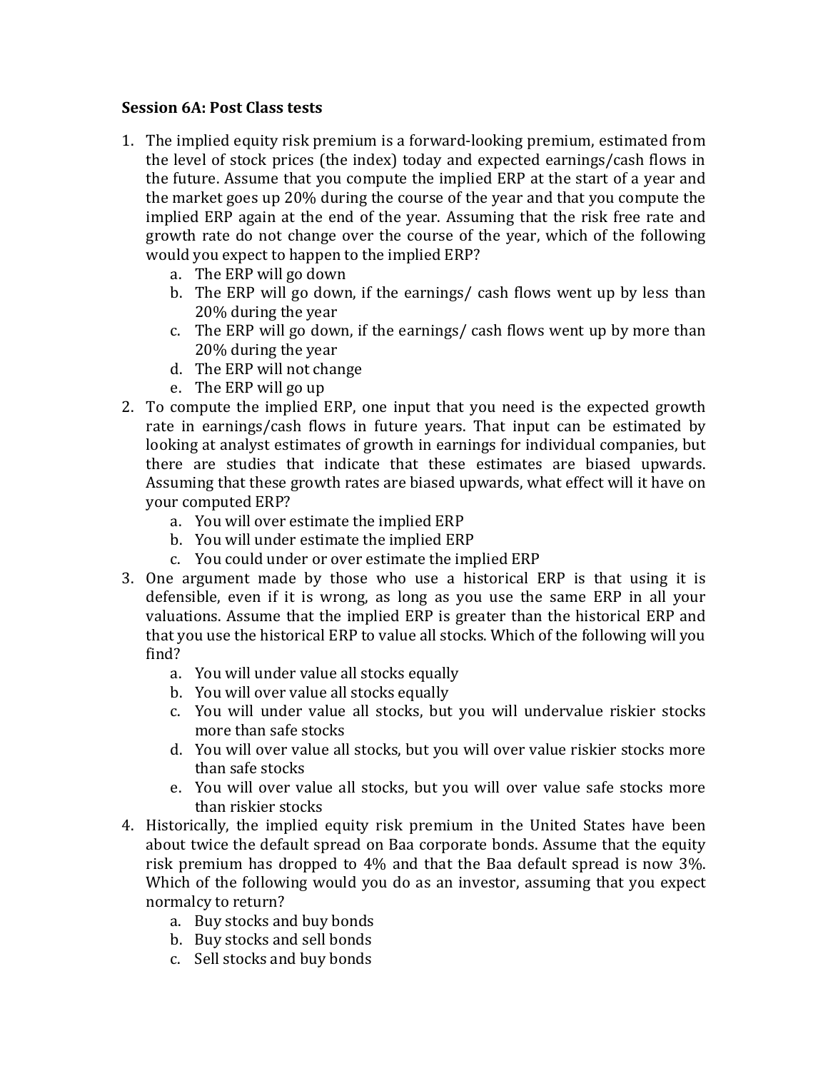**Session 6A: Post Class tests**

1. The implied equity risk premium is a forward-looking premium, estimated from the level of stock prices (the index) today and expected earnings/cash flows in the future. Assume that you compute the implied ERP at the start of a year and the market goes up 20% during the course of the year and that you compute the implied ERP again at the end of the year. Assuming that the risk free rate and growth rate do not change over the course of the year, which of the following would you expect to happen to the implied ERP?
   a. The ERP will go down
   b. The ERP will go down, if the earnings/ cash flows went up by less than 20% during the year
   c. The ERP will go down, if the earnings/ cash flows went up by more than 20% during the year
   d. The ERP will not change
   e. The ERP will go up
2. To compute the implied ERP, one input that you need is the expected growth rate in earnings/cash flows in future years. That input can be estimated by looking at analyst estimates of growth in earnings for individual companies, but there are studies that indicate that these estimates are biased upwards. Assuming that these growth rates are biased upwards, what effect will it have on your computed ERP?
   a. You will over estimate the implied ERP
   b. You will under estimate the implied ERP
   c. You could under or over estimate the implied ERP
3. One argument made by those who use a historical ERP is that using it is defensible, even if it is wrong, as long as you use the same ERP in all your valuations. Assume that the implied ERP is greater than the historical ERP and that you use the historical ERP to value all stocks. Which of the following will you find?
   a. You will under value all stocks equally
   b. You will over value all stocks equally
   c. You will under value all stocks, but you will undervalue riskier stocks more than safe stocks
   d. You will over value all stocks, but you will over value riskier stocks more than safe stocks
   e. You will over value all stocks, but you will over value safe stocks more than riskier stocks
4. Historically, the implied equity risk premium in the United States have been about twice the default spread on Baa corporate bonds. Assume that the equity risk premium has dropped to 4% and that the Baa default spread is now 3%. Which of the following would you do as an investor, assuming that you expect normalcy to return?
   a. Buy stocks and buy bonds
   b. Buy stocks and sell bonds
   c. Sell stocks and buy bonds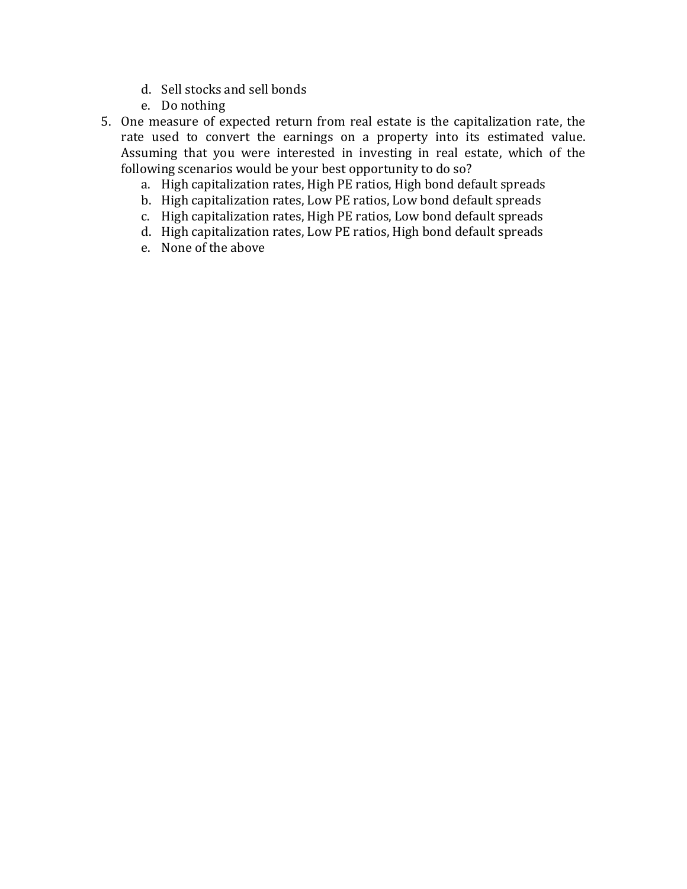d. Sell stocks and sell bonds
   e. Do nothing

5. One measure of expected return from real estate is the capitalization rate, the rate used to convert the earnings on a property into its estimated value. Assuming that you were interested in investing in real estate, which of the following scenarios would be your best opportunity to do so?
   a. High capitalization rates, High PE ratios, High bond default spreads
   b. High capitalization rates, Low PE ratios, Low bond default spreads
   c. High capitalization rates, High PE ratios, Low bond default spreads
   d. High capitalization rates, Low PE ratios, High bond default spreads
   e. None of the above